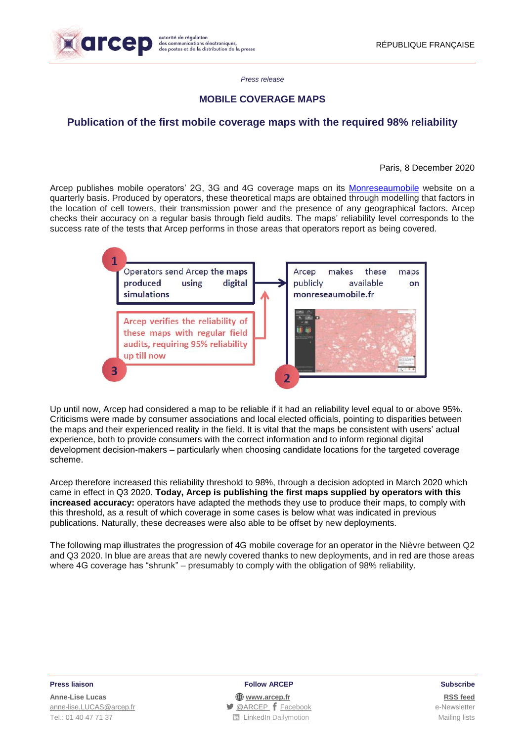*Press release*

## MOBILE COVERAGE MAPS

# Publication of the first mobile coverage maps with the required 98% reliability

Paris, 8 December 2020

Arcep publishes mobile operators' 2G, 3G and 4G coverage maps on its Monreseaumobile website on a quarterly basis. Produced by operators, these theoretical maps are obtained through modelling that factors in the location of cell towers, their transmission power and the presence of any geographical factors. Arcep checks their accuracy on a regular basis through field audits. The maps' reliability level corresponds to the success rate of the tests that Arcep performs in those areas that operators report as being covered.

1. Operators send Arcep the maps produced using digital simulations
2. Arcep makes these maps publicly available on monreseaumobile.fr
3. Arcep verifies the reliability of these maps with regular field audits, requiring 95% reliability up till now

Up until now, Arcep had considered a map to be reliable if it had an reliability level equal to or above 95%. Criticisms were made by consumer associations and local elected officials, pointing to disparities between the maps and their experienced reality in the field. It is vital that the maps be consistent with users' actual experience, both to provide consumers with the correct information and to inform regional digital development decision-makers – particularly when choosing candidate locations for the targeted coverage scheme.

Arcep therefore increased this reliability threshold to 98%, through a decision adopted in March 2020 which came in effect in Q3 2020. **Today, Arcep is publishing the first maps supplied by operators with this increased accuracy:** operators have adapted the methods they use to produce their maps, to comply with this threshold, as a result of which coverage in some cases is below what was indicated in previous publications. Naturally, these decreases were also able to be offset by new deployments.

The following map illustrates the progression of 4G mobile coverage for an operator in the Nièvre between Q2 and Q3 2020. In blue are areas that are newly covered thanks to new deployments, and in red are those areas where 4G coverage has "shrunk" – presumably to comply with the obligation of 98% reliability.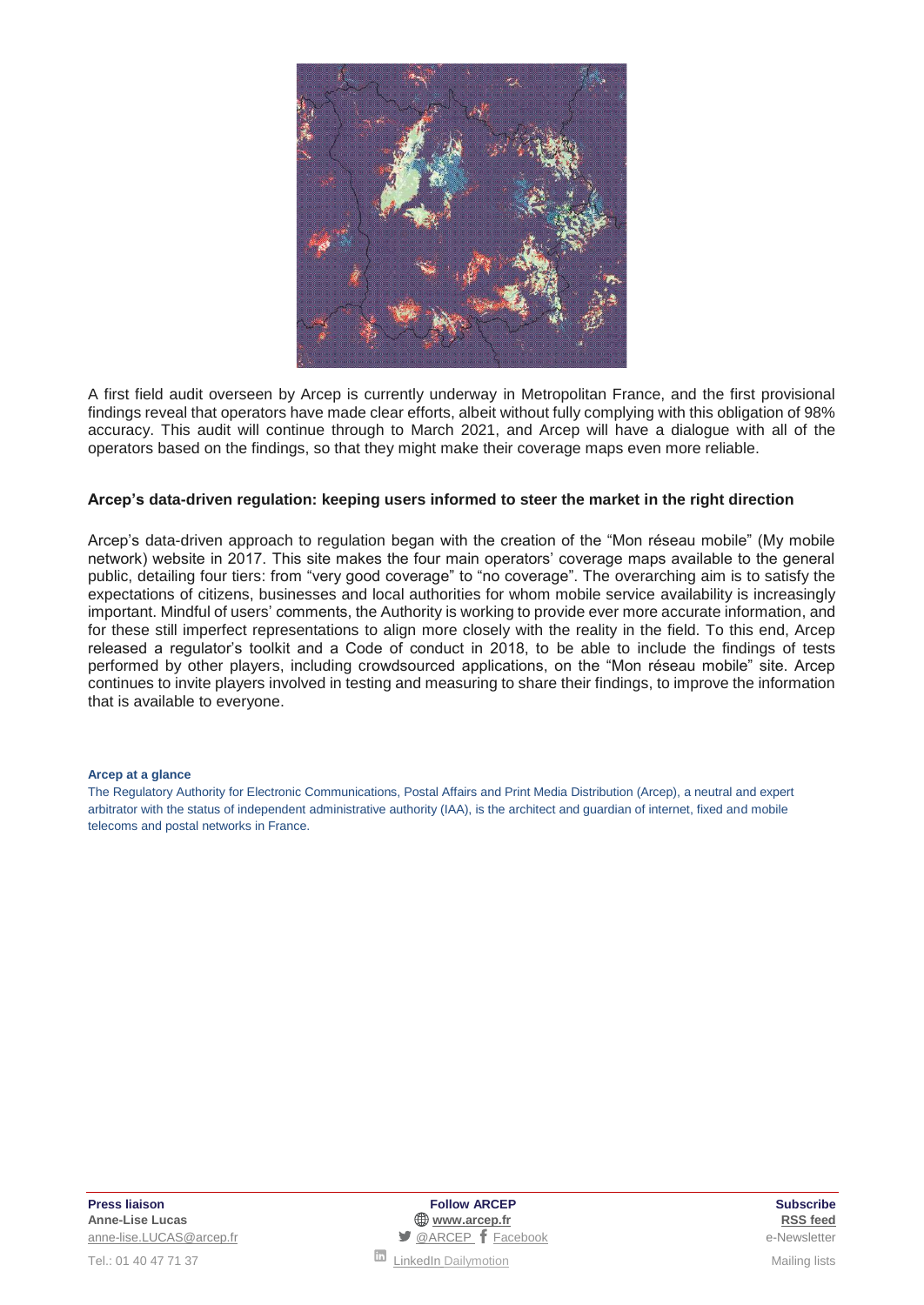A first field audit overseen by Arcep is currently underway in Metropolitan France, and the first provisional findings reveal that operators have made clear efforts, albeit without fully complying with this obligation of 98% accuracy. This audit will continue through to March 2021, and Arcep will have a dialogue with all of the operators based on the findings, so that they might make their coverage maps even more reliable.

### Arcep's data-driven regulation: keeping users informed to steer the market in the right direction

Arcep's data-driven approach to regulation began with the creation of the "Mon réseau mobile" (My mobile network) website in 2017. This site makes the four main operators' coverage maps available to the general public, detailing four tiers: from "very good coverage" to "no coverage". The overarching aim is to satisfy the expectations of citizens, businesses and local authorities for whom mobile service availability is increasingly important. Mindful of users' comments, the Authority is working to provide ever more accurate information, and for these still imperfect representations to align more closely with the reality in the field. To this end, Arcep released a regulator's toolkit and a Code of conduct in 2018, to be able to include the findings of tests performed by other players, including crowdsourced applications, on the "Mon réseau mobile" site. Arcep continues to invite players involved in testing and measuring to share their findings, to improve the information that is available to everyone.

**Arcep at a glance**

The Regulatory Authority for Electronic Communications, Postal Affairs and Print Media Distribution (Arcep), a neutral and expert arbitrator with the status of independent administrative authority (IAA), is the architect and guardian of internet, fixed and mobile telecoms and postal networks in France.

**Press liaison**
**Anne-Lise Lucas**
anne-lise.LUCAS@arcep.fr
Tel.: 01 40 47 71 37

**Follow ARCEP**
**www.arcep.fr**
@ARCEP Facebook
LinkedIn Dailymotion

**Subscribe**
**RSS feed**
e-Newsletter
Mailing lists